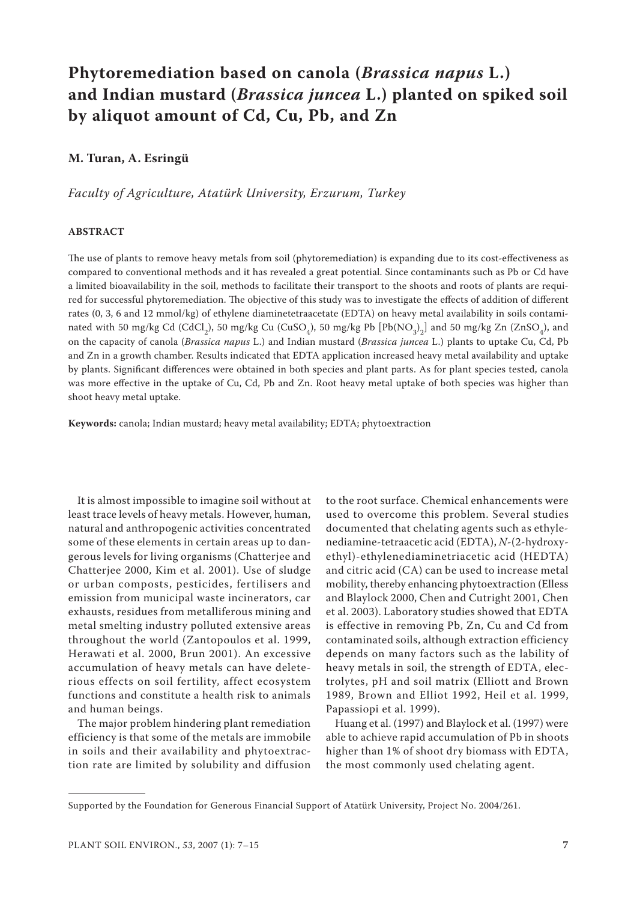# Phytoremediation based on canola (*Brassica napus* L.) and Indian mustard (*Brassica juncea* L.) planted on spiked soil by aliquot amount of Cd, Cu, Pb, and Zn

**M. Turan, A. Esringü**

*Faculty of Agriculture, Atatürk University, Erzurum, Turkey*

## ABSTRACT

The use of plants to remove heavy metals from soil (phytoremediation) is expanding due to its cost-effectiveness as compared to conventional methods and it has revealed a great potential. Since contaminants such as Pb or Cd have a limited bioavailability in the soil, methods to facilitate their transport to the shoots and roots of plants are required for successful phytoremediation. The objective of this study was to investigate the effects of addition of different rates (0, 3, 6 and 12 mmol/kg) of ethylene diaminetetraacetate (EDTA) on heavy metal availability in soils contaminated with 50 mg/kg Cd ($CdCl_2$), 50 mg/kg Cu ($CuSO_4$), 50 mg/kg Pb [$Pb(NO_3)_2$] and 50 mg/kg Zn ($ZnSO_4$), and on the capacity of canola (*Brassica napus* L.) and Indian mustard (*Brassica juncea* L.) plants to uptake Cu, Cd, Pb and Zn in a growth chamber. Results indicated that EDTA application increased heavy metal availability and uptake by plants. Significant differences were obtained in both species and plant parts. As for plant species tested, canola was more effective in the uptake of Cu, Cd, Pb and Zn. Root heavy metal uptake of both species was higher than shoot heavy metal uptake.

**Keywords:** canola; Indian mustard; heavy metal availability; EDTA; phytoextraction

It is almost impossible to imagine soil without at least trace levels of heavy metals. However, human, natural and anthropogenic activities concentrated some of these elements in certain areas up to dangerous levels for living organisms (Chatterjee and Chatterjee 2000, Kim et al. 2001). Use of sludge or urban composts, pesticides, fertilisers and emission from municipal waste incinerators, car exhausts, residues from metalliferous mining and metal smelting industry polluted extensive areas throughout the world (Zantopoulos et al. 1999, Herawati et al. 2000, Brun 2001). An excessive accumulation of heavy metals can have deleterious effects on soil fertility, affect ecosystem functions and constitute a health risk to animals and human beings.

The major problem hindering plant remediation efficiency is that some of the metals are immobile in soils and their availability and phytoextraction rate are limited by solubility and diffusion to the root surface. Chemical enhancements were used to overcome this problem. Several studies documented that chelating agents such as ethylenediamine-tetraacetic acid (EDTA), *N*-(2-hydroxyethyl)-ethylenediaminetriacetic acid (HEDTA) and citric acid (CA) can be used to increase metal mobility, thereby enhancing phytoextraction (Elless and Blaylock 2000, Chen and Cutright 2001, Chen et al. 2003). Laboratory studies showed that EDTA is effective in removing Pb, Zn, Cu and Cd from contaminated soils, although extraction efficiency depends on many factors such as the lability of heavy metals in soil, the strength of EDTA, electrolytes, pH and soil matrix (Elliott and Brown 1989, Brown and Elliot 1992, Heil et al. 1999, Papassiopi et al. 1999).

Huang et al. (1997) and Blaylock et al. (1997) were able to achieve rapid accumulation of Pb in shoots higher than 1% of shoot dry biomass with EDTA, the most commonly used chelating agent.

Supported by the Foundation for Generous Financial Support of Atatürk University, Project No. 2004/261.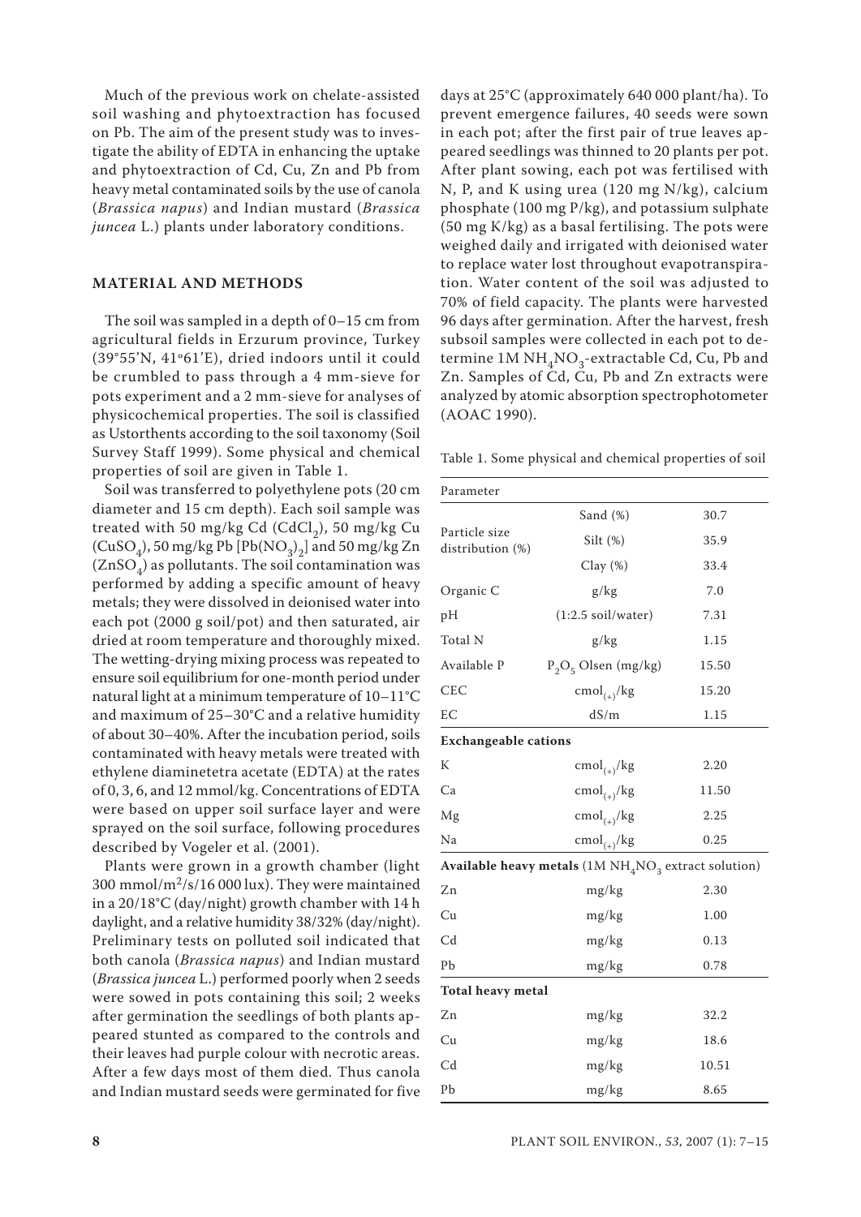Much of the previous work on chelate-assisted soil washing and phytoextraction has focused on Pb. The aim of the present study was to investigate the ability of EDTA in enhancing the uptake and phytoextraction of Cd, Cu, Zn and Pb from heavy metal contaminated soils by the use of canola (*Brassica napus*) and Indian mustard (*Brassica juncea* L.) plants under laboratory conditions.

## MATERIAL AND METHODS

The soil was sampled in a depth of 0–15 cm from agricultural fields in Erzurum province, Turkey (39°55'N, 41°61'E), dried indoors until it could be crumbled to pass through a 4 mm-sieve for pots experiment and a 2 mm-sieve for analyses of physicochemical properties. The soil is classified as Ustorthents according to the soil taxonomy (Soil Survey Staff 1999). Some physical and chemical properties of soil are given in Table 1.

Soil was transferred to polyethylene pots (20 cm diameter and 15 cm depth). Each soil sample was treated with 50 mg/kg Cd ($CdCl_2$), 50 mg/kg Cu ($CuSO_4$), 50 mg/kg Pb [$Pb(NO_3)_2$] and 50 mg/kg Zn ($ZnSO_4$) as pollutants. The soil contamination was performed by adding a specific amount of heavy metals; they were dissolved in deionised water into each pot (2000 g soil/pot) and then saturated, air dried at room temperature and thoroughly mixed. The wetting-drying mixing process was repeated to ensure soil equilibrium for one-month period under natural light at a minimum temperature of 10–11°C and maximum of 25–30°C and a relative humidity of about 30–40%. After the incubation period, soils contaminated with heavy metals were treated with ethylene diaminetetra acetate (EDTA) at the rates of 0, 3, 6, and 12 mmol/kg. Concentrations of EDTA were based on upper soil surface layer and were sprayed on the soil surface, following procedures described by Vogeler et al. (2001).

Plants were grown in a growth chamber (light 300 mmol/m$^2$/s/16 000 lux). They were maintained in a 20/18°C (day/night) growth chamber with 14 h daylight, and a relative humidity 38/32% (day/night). Preliminary tests on polluted soil indicated that both canola (*Brassica napus*) and Indian mustard (*Brassica juncea* L.) performed poorly when 2 seeds were sowed in pots containing this soil; 2 weeks after germination the seedlings of both plants appeared stunted as compared to the controls and their leaves had purple colour with necrotic areas. After a few days most of them died. Thus canola and Indian mustard seeds were germinated for five days at 25°C (approximately 640 000 plant/ha). To prevent emergence failures, 40 seeds were sown in each pot; after the first pair of true leaves appeared seedlings was thinned to 20 plants per pot. After plant sowing, each pot was fertilised with N, P, and K using urea (120 mg N/kg), calcium phosphate (100 mg P/kg), and potassium sulphate (50 mg K/kg) as a basal fertilising. The pots were weighed daily and irrigated with deionised water to replace water lost throughout evapotranspiration. Water content of the soil was adjusted to 70% of field capacity. The plants were harvested 96 days after germination. After the harvest, fresh subsoil samples were collected in each pot to determine 1M $NH_4NO_3$-extractable Cd, Cu, Pb and Zn. Samples of Cd, Cu, Pb and Zn extracts were analyzed by atomic absorption spectrophotometer (AOAC 1990).

Table 1. Some physical and chemical properties of soil

| Parameter | | |
|---|---|---|
| Particle size distribution (%) | Sand (%) | 30.7 |
| | Silt (%) | 35.9 |
| | Clay (%) | 33.4 |
| Organic C | g/kg | 7.0 |
| pH | (1:2.5 soil/water) | 7.31 |
| Total N | g/kg | 1.15 |
| Available P | $P_2O_5$ Olsen (mg/kg) | 15.50 |
| CEC | $cmol_{(+)}/kg$ | 15.20 |
| EC | dS/m | 1.15 |
| **Exchangeable cations** | | |
| K | $cmol_{(+)}/kg$ | 2.20 |
| Ca | $cmol_{(+)}/kg$ | 11.50 |
| Mg | $cmol_{(+)}/kg$ | 2.25 |
| Na | $cmol_{(+)}/kg$ | 0.25 |
| **Available heavy metals** (1M $NH_4NO_3$ extract solution) | | |
| Zn | mg/kg | 2.30 |
| Cu | mg/kg | 1.00 |
| Cd | mg/kg | 0.13 |
| Pb | mg/kg | 0.78 |
| **Total heavy metal** | | |
| Zn | mg/kg | 32.2 |
| Cu | mg/kg | 18.6 |
| Cd | mg/kg | 10.51 |
| Pb | mg/kg | 8.65 |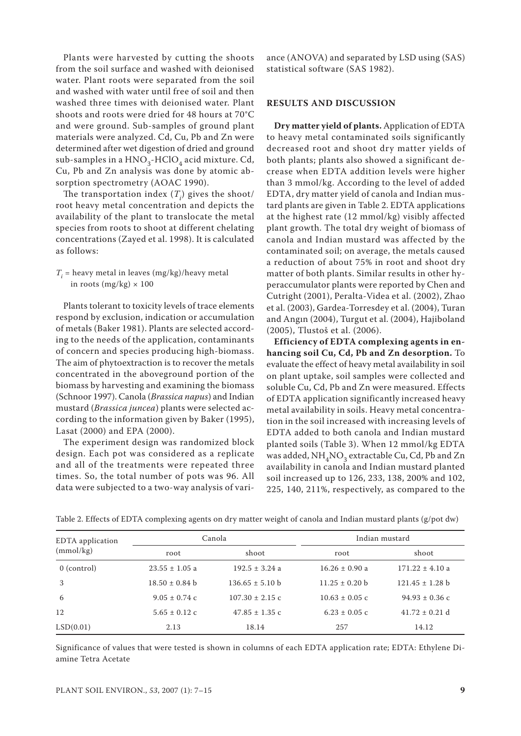Plants were harvested by cutting the shoots from the soil surface and washed with deionised water. Plant roots were separated from the soil and washed with water until free of soil and then washed three times with deionised water. Plant shoots and roots were dried for 48 hours at 70°C and were ground. Sub-samples of ground plant materials were analyzed. Cd, Cu, Pb and Zn were determined after wet digestion of dried and ground sub-samples in a $HNO_3$-$HClO_4$ acid mixture. Cd, Cu, Pb and Zn analysis was done by atomic absorption spectrometry (AOAC 1990).

The transportation index ($T_i$) gives the shoot/root heavy metal concentration and depicts the availability of the plant to translocate the metal species from roots to shoot at different chelating concentrations (Zayed et al. 1998). It is calculated as follows:

$T_i$ = heavy metal in leaves (mg/kg)/heavy metal in roots (mg/kg) × 100

Plants tolerant to toxicity levels of trace elements respond by exclusion, indication or accumulation of metals (Baker 1981). Plants are selected according to the needs of the application, contaminants of concern and species producing high-biomass. The aim of phytoextraction is to recover the metals concentrated in the aboveground portion of the biomass by harvesting and examining the biomass (Schnoor 1997). Canola (*Brassica napus*) and Indian mustard (*Brassica juncea*) plants were selected according to the information given by Baker (1995), Lasat (2000) and EPA (2000).

The experiment design was randomized block design. Each pot was considered as a replicate and all of the treatments were repeated three times. So, the total number of pots was 96. All data were subjected to a two-way analysis of variance (ANOVA) and separated by LSD using (SAS) statistical software (SAS 1982).

## RESULTS AND DISCUSSION

**Dry matter yield of plants.** Application of EDTA to heavy metal contaminated soils significantly decreased root and shoot dry matter yields of both plants; plants also showed a significant decrease when EDTA addition levels were higher than 3 mmol/kg. According to the level of added EDTA, dry matter yield of canola and Indian mustard plants are given in Table 2. EDTA applications at the highest rate (12 mmol/kg) visibly affected plant growth. The total dry weight of biomass of canola and Indian mustard was affected by the contaminated soil; on average, the metals caused a reduction of about 75% in root and shoot dry matter of both plants. Similar results in other hyperaccumulator plants were reported by Chen and Cutright (2001), Peralta-Videa et al. (2002), Zhao et al. (2003), Gardea-Torresdey et al. (2004), Turan and Angın (2004), Turgut et al. (2004), Hajiboland (2005), Tlustoš et al. (2006).

**Efficiency of EDTA complexing agents in enhancing soil Cu, Cd, Pb and Zn desorption.** To evaluate the effect of heavy metal availability in soil on plant uptake, soil samples were collected and soluble Cu, Cd, Pb and Zn were measured. Effects of EDTA application significantly increased heavy metal availability in soils. Heavy metal concentration in the soil increased with increasing levels of EDTA added to both canola and Indian mustard planted soils (Table 3). When 12 mmol/kg EDTA was added, $NH_4NO_3$ extractable Cu, Cd, Pb and Zn availability in canola and Indian mustard planted soil increased up to 126, 233, 138, 200% and 102, 225, 140, 211%, respectively, as compared to the

Table 2. Effects of EDTA complexing agents on dry matter weight of canola and Indian mustard plants (g/pot dw)

| EDTA application (mmol/kg) | Canola | | Indian mustard | |
|---|---|---|---|---|
| | root | shoot | root | shoot |
| 0 (control) | 23.55 ± 1.05 a | 192.5 ± 3.24 a | 16.26 ± 0.90 a | 171.22 ± 4.10 a |
| 3 | 18.50 ± 0.84 b | 136.65 ± 5.10 b | 11.25 ± 0.20 b | 121.45 ± 1.28 b |
| 6 | 9.05 ± 0.74 c | 107.30 ± 2.15 c | 10.63 ± 0.05 c | 94.93 ± 0.36 c |
| 12 | 5.65 ± 0.12 c | 47.85 ± 1.35 c | 6.23 ± 0.05 c | 41.72 ± 0.21 d |
| LSD(0.01) | 2.13 | 18.14 | 257 | 14.12 |

Significance of values that were tested is shown in columns of each EDTA application rate; EDTA: Ethylene Diamine Tetra Acetate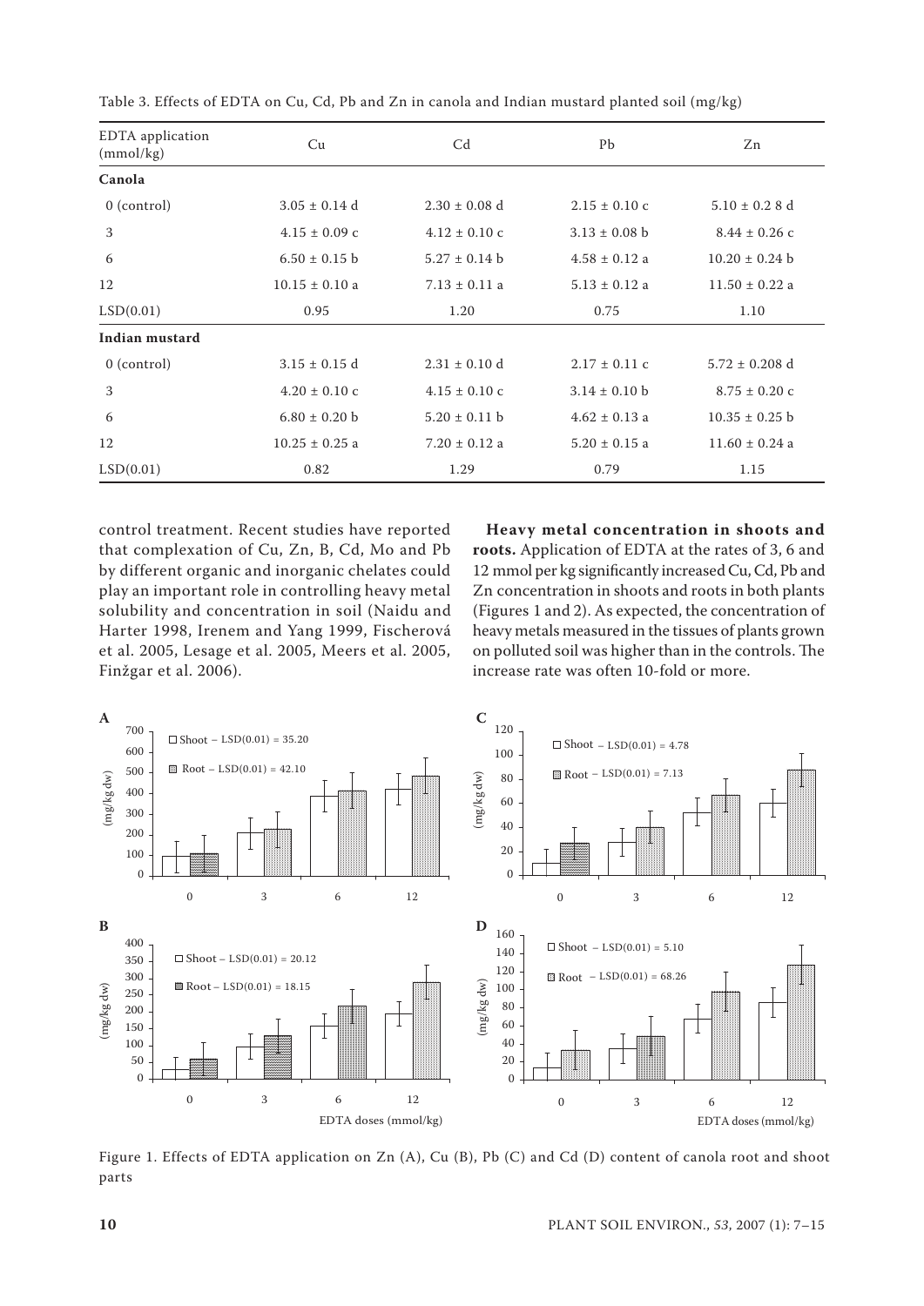Table 3. Effects of EDTA on Cu, Cd, Pb and Zn in canola and Indian mustard planted soil (mg/kg)

| EDTA application (mmol/kg) | Cu | Cd | Pb | Zn |
|---|---|---|---|---|
| **Canola** | | | | |
| 0 (control) | 3.05 ± 0.14 d | 2.30 ± 0.08 d | 2.15 ± 0.10 c | 5.10 ± 0.2 8 d |
| 3 | 4.15 ± 0.09 c | 4.12 ± 0.10 c | 3.13 ± 0.08 b | 8.44 ± 0.26 c |
| 6 | 6.50 ± 0.15 b | 5.27 ± 0.14 b | 4.58 ± 0.12 a | 10.20 ± 0.24 b |
| 12 | 10.15 ± 0.10 a | 7.13 ± 0.11 a | 5.13 ± 0.12 a | 11.50 ± 0.22 a |
| LSD(0.01) | 0.95 | 1.20 | 0.75 | 1.10 |
| **Indian mustard** | | | | |
| 0 (control) | 3.15 ± 0.15 d | 2.31 ± 0.10 d | 2.17 ± 0.11 c | 5.72 ± 0.208 d |
| 3 | 4.20 ± 0.10 c | 4.15 ± 0.10 c | 3.14 ± 0.10 b | 8.75 ± 0.20 c |
| 6 | 6.80 ± 0.20 b | 5.20 ± 0.11 b | 4.62 ± 0.13 a | 10.35 ± 0.25 b |
| 12 | 10.25 ± 0.25 a | 7.20 ± 0.12 a | 5.20 ± 0.15 a | 11.60 ± 0.24 a |
| LSD(0.01) | 0.82 | 1.29 | 0.79 | 1.15 |

control treatment. Recent studies have reported that complexation of Cu, Zn, B, Cd, Mo and Pb by different organic and inorganic chelates could play an important role in controlling heavy metal solubility and concentration in soil (Naidu and Harter 1998, Irenem and Yang 1999, Fischerová et al. 2005, Lesage et al. 2005, Meers et al. 2005, Finžgar et al. 2006).

**Heavy metal concentration in shoots and roots.** Application of EDTA at the rates of 3, 6 and 12 mmol per kg significantly increased Cu, Cd, Pb and Zn concentration in shoots and roots in both plants (Figures 1 and 2). As expected, the concentration of heavy metals measured in the tissues of plants grown on polluted soil was higher than in the controls. The increase rate was often 10-fold or more.

Figure 1. Effects of EDTA application on Zn (A), Cu (B), Pb (C) and Cd (D) content of canola root and shoot parts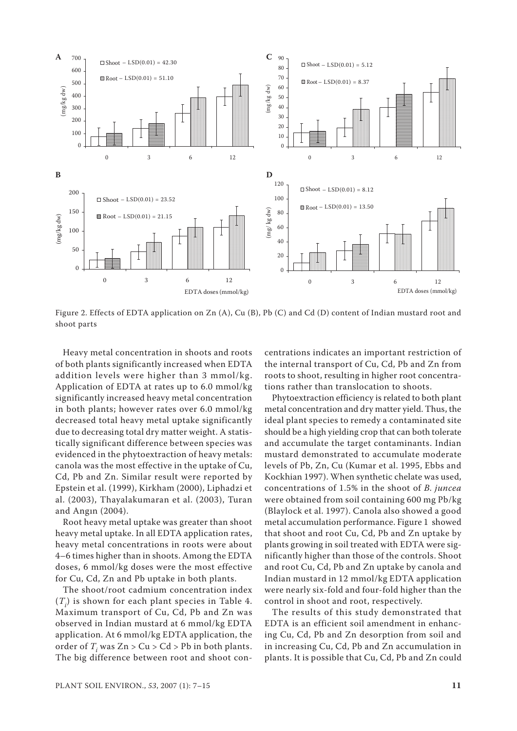Figure 2. Effects of EDTA application on Zn (A), Cu (B), Pb (C) and Cd (D) content of Indian mustard root and shoot parts

Heavy metal concentration in shoots and roots of both plants significantly increased when EDTA addition levels were higher than 3 mmol/kg. Application of EDTA at rates up to 6.0 mmol/kg significantly increased heavy metal concentration in both plants; however rates over 6.0 mmol/kg decreased total heavy metal uptake significantly due to decreasing total dry matter weight. A statistically significant difference between species was evidenced in the phytoextraction of heavy metals: canola was the most effective in the uptake of Cu, Cd, Pb and Zn. Similar result were reported by Epstein et al. (1999), Kirkham (2000), Liphadzi et al. (2003), Thayalakumaran et al. (2003), Turan and Angın (2004).

Root heavy metal uptake was greater than shoot heavy metal uptake. In all EDTA application rates, heavy metal concentrations in roots were about 4–6 times higher than in shoots. Among the EDTA doses, 6 mmol/kg doses were the most effective for Cu, Cd, Zn and Pb uptake in both plants.

The shoot/root cadmium concentration index ($T_i$) is shown for each plant species in Table 4. Maximum transport of Cu, Cd, Pb and Zn was observed in Indian mustard at 6 mmol/kg EDTA application. At 6 mmol/kg EDTA application, the order of $T_i$ was Zn > Cu > Cd > Pb in both plants. The big difference between root and shoot concentrations indicates an important restriction of the internal transport of Cu, Cd, Pb and Zn from roots to shoot, resulting in higher root concentrations rather than translocation to shoots.

Phytoextraction efficiency is related to both plant metal concentration and dry matter yield. Thus, the ideal plant species to remedy a contaminated site should be a high yielding crop that can both tolerate and accumulate the target contaminants. Indian mustard demonstrated to accumulate moderate levels of Pb, Zn, Cu (Kumar et al. 1995, Ebbs and Kockhian 1997). When synthetic chelate was used, concentrations of 1.5% in the shoot of *B. juncea* were obtained from soil containing 600 mg Pb/kg (Blaylock et al. 1997). Canola also showed a good metal accumulation performance. Figure 1 showed that shoot and root Cu, Cd, Pb and Zn uptake by plants growing in soil treated with EDTA were significantly higher than those of the controls. Shoot and root Cu, Cd, Pb and Zn uptake by canola and Indian mustard in 12 mmol/kg EDTA application were nearly six-fold and four-fold higher than the control in shoot and root, respectively.

The results of this study demonstrated that EDTA is an efficient soil amendment in enhancing Cu, Cd, Pb and Zn desorption from soil and in increasing Cu, Cd, Pb and Zn accumulation in plants. It is possible that Cu, Cd, Pb and Zn could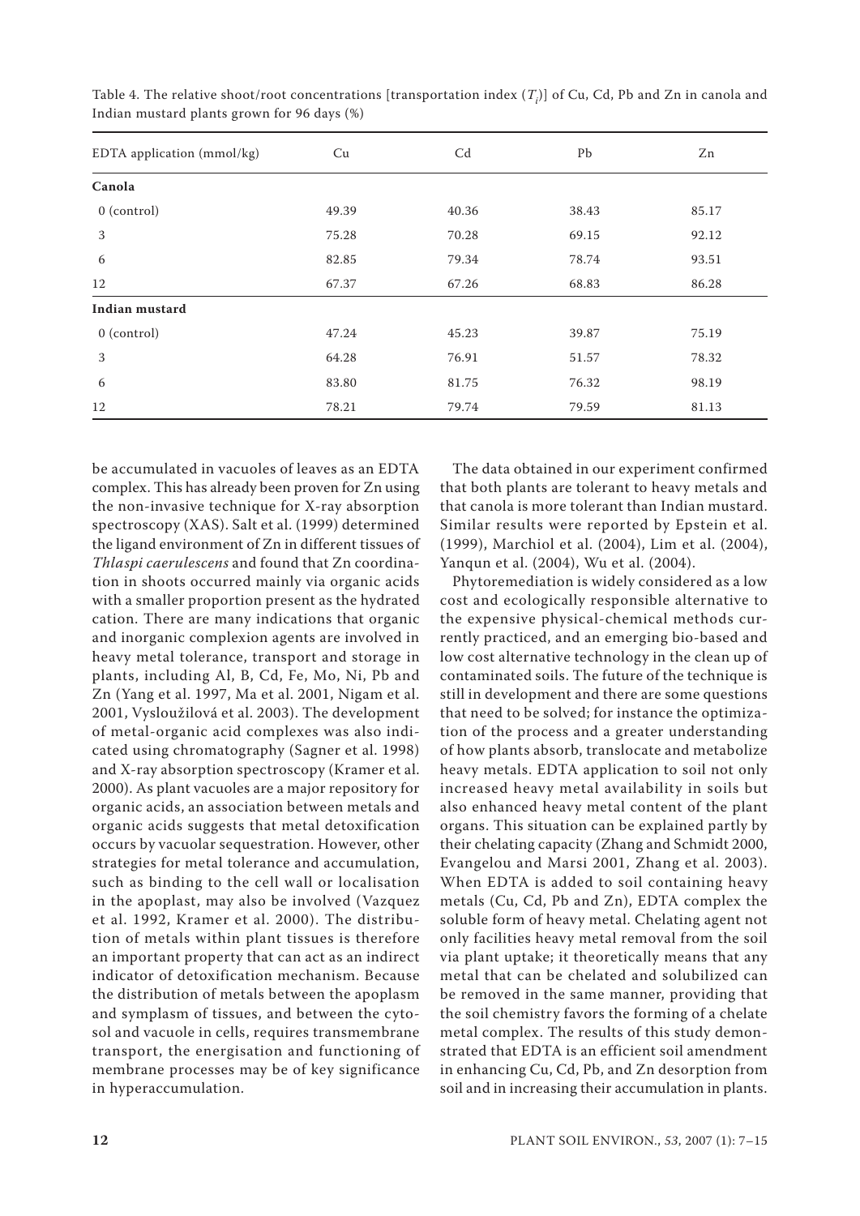Table 4. The relative shoot/root concentrations [transportation index ($T_i$)] of Cu, Cd, Pb and Zn in canola and Indian mustard plants grown for 96 days (%)

| EDTA application (mmol/kg) | Cu | Cd | Pb | Zn |
|---|---|---|---|---|
| **Canola** | | | | |
| 0 (control) | 49.39 | 40.36 | 38.43 | 85.17 |
| 3 | 75.28 | 70.28 | 69.15 | 92.12 |
| 6 | 82.85 | 79.34 | 78.74 | 93.51 |
| 12 | 67.37 | 67.26 | 68.83 | 86.28 |
| **Indian mustard** | | | | |
| 0 (control) | 47.24 | 45.23 | 39.87 | 75.19 |
| 3 | 64.28 | 76.91 | 51.57 | 78.32 |
| 6 | 83.80 | 81.75 | 76.32 | 98.19 |
| 12 | 78.21 | 79.74 | 79.59 | 81.13 |

be accumulated in vacuoles of leaves as an EDTA complex. This has already been proven for Zn using the non-invasive technique for X-ray absorption spectroscopy (XAS). Salt et al. (1999) determined the ligand environment of Zn in different tissues of *Thlaspi caerulescens* and found that Zn coordination in shoots occurred mainly via organic acids with a smaller proportion present as the hydrated cation. There are many indications that organic and inorganic complexion agents are involved in heavy metal tolerance, transport and storage in plants, including Al, B, Cd, Fe, Mo, Ni, Pb and Zn (Yang et al. 1997, Ma et al. 2001, Nigam et al. 2001, Vysloužilová et al. 2003). The development of metal-organic acid complexes was also indicated using chromatography (Sagner et al. 1998) and X-ray absorption spectroscopy (Kramer et al. 2000). As plant vacuoles are a major repository for organic acids, an association between metals and organic acids suggests that metal detoxification occurs by vacuolar sequestration. However, other strategies for metal tolerance and accumulation, such as binding to the cell wall or localisation in the apoplast, may also be involved (Vazquez et al. 1992, Kramer et al. 2000). The distribution of metals within plant tissues is therefore an important property that can act as an indirect indicator of detoxification mechanism. Because the distribution of metals between the apoplasm and symplasm of tissues, and between the cytosol and vacuole in cells, requires transmembrane transport, the energisation and functioning of membrane processes may be of key significance in hyperaccumulation.

The data obtained in our experiment confirmed that both plants are tolerant to heavy metals and that canola is more tolerant than Indian mustard. Similar results were reported by Epstein et al. (1999), Marchiol et al. (2004), Lim et al. (2004), Yanqun et al. (2004), Wu et al. (2004).

Phytoremediation is widely considered as a low cost and ecologically responsible alternative to the expensive physical-chemical methods currently practiced, and an emerging bio-based and low cost alternative technology in the clean up of contaminated soils. The future of the technique is still in development and there are some questions that need to be solved; for instance the optimization of the process and a greater understanding of how plants absorb, translocate and metabolize heavy metals. EDTA application to soil not only increased heavy metal availability in soils but also enhanced heavy metal content of the plant organs. This situation can be explained partly by their chelating capacity (Zhang and Schmidt 2000, Evangelou and Marsi 2001, Zhang et al. 2003). When EDTA is added to soil containing heavy metals (Cu, Cd, Pb and Zn), EDTA complex the soluble form of heavy metal. Chelating agent not only facilities heavy metal removal from the soil via plant uptake; it theoretically means that any metal that can be chelated and solubilized can be removed in the same manner, providing that the soil chemistry favors the forming of a chelate metal complex. The results of this study demonstrated that EDTA is an efficient soil amendment in enhancing Cu, Cd, Pb, and Zn desorption from soil and in increasing their accumulation in plants.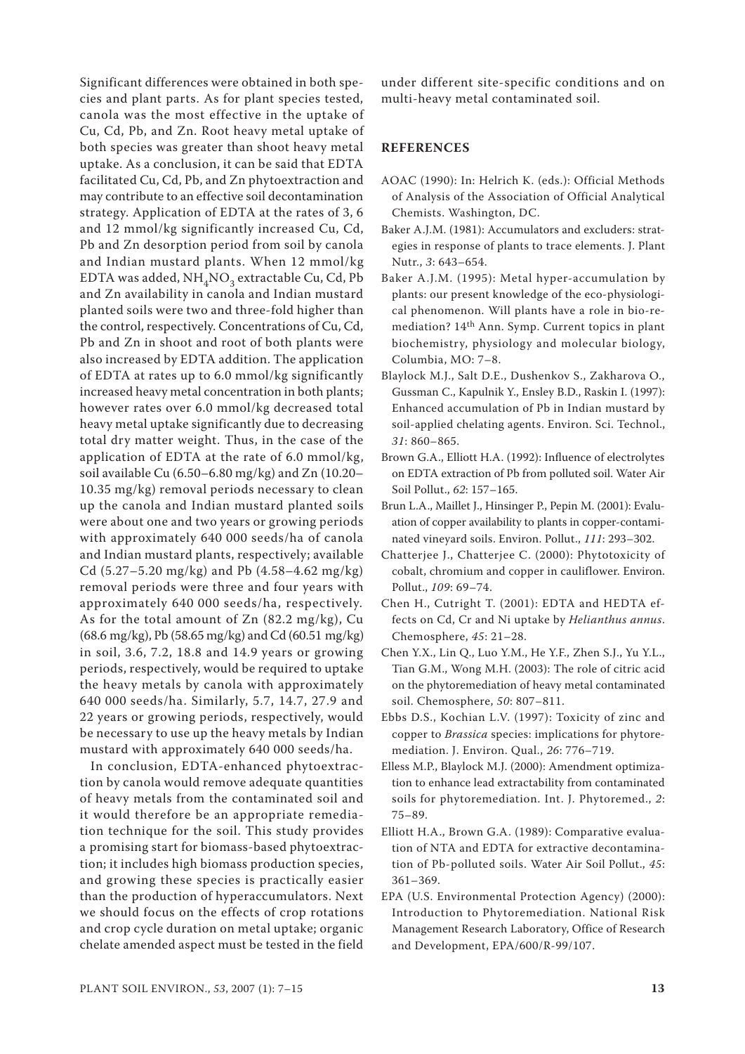Significant differences were obtained in both species and plant parts. As for plant species tested, canola was the most effective in the uptake of Cu, Cd, Pb, and Zn. Root heavy metal uptake of both species was greater than shoot heavy metal uptake. As a conclusion, it can be said that EDTA facilitated Cu, Cd, Pb, and Zn phytoextraction and may contribute to an effective soil decontamination strategy. Application of EDTA at the rates of 3, 6 and 12 mmol/kg significantly increased Cu, Cd, Pb and Zn desorption period from soil by canola and Indian mustard plants. When 12 mmol/kg EDTA was added, $NH_4NO_3$ extractable Cu, Cd, Pb and Zn availability in canola and Indian mustard planted soils were two and three-fold higher than the control, respectively. Concentrations of Cu, Cd, Pb and Zn in shoot and root of both plants were also increased by EDTA addition. The application of EDTA at rates up to 6.0 mmol/kg significantly increased heavy metal concentration in both plants; however rates over 6.0 mmol/kg decreased total heavy metal uptake significantly due to decreasing total dry matter weight. Thus, in the case of the application of EDTA at the rate of 6.0 mmol/kg, soil available Cu (6.50–6.80 mg/kg) and Zn (10.20–10.35 mg/kg) removal periods necessary to clean up the canola and Indian mustard planted soils were about one and two years or growing periods with approximately 640 000 seeds/ha of canola and Indian mustard plants, respectively; available Cd (5.27–5.20 mg/kg) and Pb (4.58–4.62 mg/kg) removal periods were three and four years with approximately 640 000 seeds/ha, respectively. As for the total amount of Zn (82.2 mg/kg), Cu (68.6 mg/kg), Pb (58.65 mg/kg) and Cd (60.51 mg/kg) in soil, 3.6, 7.2, 18.8 and 14.9 years or growing periods, respectively, would be required to uptake the heavy metals by canola with approximately 640 000 seeds/ha. Similarly, 5.7, 14.7, 27.9 and 22 years or growing periods, respectively, would be necessary to use up the heavy metals by Indian mustard with approximately 640 000 seeds/ha.

In conclusion, EDTA-enhanced phytoextraction by canola would remove adequate quantities of heavy metals from the contaminated soil and it would therefore be an appropriate remediation technique for the soil. This study provides a promising start for biomass-based phytoextraction; it includes high biomass production species, and growing these species is practically easier than the production of hyperaccumulators. Next we should focus on the effects of crop rotations and crop cycle duration on metal uptake; organic chelate amended aspect must be tested in the field under different site-specific conditions and on multi-heavy metal contaminated soil.

## REFERENCES

AOAC (1990): In: Helrich K. (eds.): Official Methods of Analysis of the Association of Official Analytical Chemists. Washington, DC.

Baker A.J.M. (1981): Accumulators and excluders: strategies in response of plants to trace elements. J. Plant Nutr., *3*: 643–654.

Baker A.J.M. (1995): Metal hyper-accumulation by plants: our present knowledge of the eco-physiological phenomenon. Will plants have a role in bio-remediation? 14th Ann. Symp. Current topics in plant biochemistry, physiology and molecular biology, Columbia, MO: 7–8.

Blaylock M.J., Salt D.E., Dushenkov S., Zakharova O., Gussman C., Kapulnik Y., Ensley B.D., Raskin I. (1997): Enhanced accumulation of Pb in Indian mustard by soil-applied chelating agents. Environ. Sci. Technol., *31*: 860–865.

Brown G.A., Elliott H.A. (1992): Influence of electrolytes on EDTA extraction of Pb from polluted soil. Water Air Soil Pollut., *62*: 157–165.

Brun L.A., Maillet J., Hinsinger P., Pepin M. (2001): Evaluation of copper availability to plants in copper-contaminated vineyard soils. Environ. Pollut., *111*: 293–302.

Chatterjee J., Chatterjee C. (2000): Phytotoxicity of cobalt, chromium and copper in cauliflower. Environ. Pollut., *109*: 69–74.

Chen H., Cutright T. (2001): EDTA and HEDTA effects on Cd, Cr and Ni uptake by *Helianthus annus*. Chemosphere, *45*: 21–28.

Chen Y.X., Lin Q., Luo Y.M., He Y.F., Zhen S.J., Yu Y.L., Tian G.M., Wong M.H. (2003): The role of citric acid on the phytoremediation of heavy metal contaminated soil. Chemosphere, *50*: 807–811.

Ebbs D.S., Kochian L.V. (1997): Toxicity of zinc and copper to *Brassica* species: implications for phytoremediation. J. Environ. Qual., *26*: 776–719.

Elless M.P., Blaylock M.J. (2000): Amendment optimization to enhance lead extractability from contaminated soils for phytoremediation. Int. J. Phytoremed., *2*: 75–89.

Elliott H.A., Brown G.A. (1989): Comparative evaluation of NTA and EDTA for extractive decontamination of Pb-polluted soils. Water Air Soil Pollut., *45*: 361–369.

EPA (U.S. Environmental Protection Agency) (2000): Introduction to Phytoremediation. National Risk Management Research Laboratory, Office of Research and Development, EPA/600/R-99/107.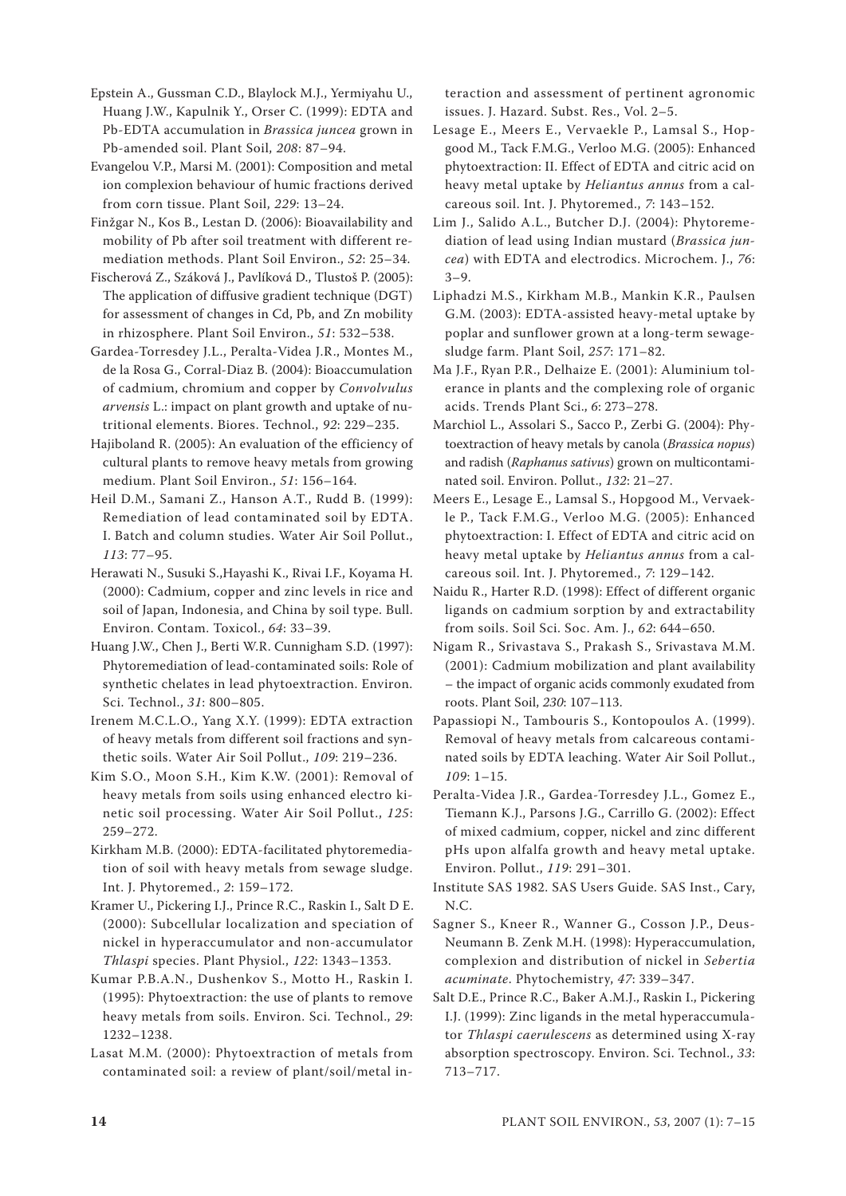Epstein A., Gussman C.D., Blaylock M.J., Yermiyahu U., Huang J.W., Kapulnik Y., Orser C. (1999): EDTA and Pb-EDTA accumulation in *Brassica juncea* grown in Pb-amended soil. Plant Soil, *208*: 87–94.

Evangelou V.P., Marsi M. (2001): Composition and metal ion complexion behaviour of humic fractions derived from corn tissue. Plant Soil, *229*: 13–24.

Finžgar N., Kos B., Lestan D. (2006): Bioavailability and mobility of Pb after soil treatment with different remediation methods. Plant Soil Environ., *52*: 25–34.

Fischerová Z., Száková J., Pavlíková D., Tlustoš P. (2005): The application of diffusive gradient technique (DGT) for assessment of changes in Cd, Pb, and Zn mobility in rhizosphere. Plant Soil Environ., *51*: 532–538.

Gardea-Torresdey J.L., Peralta-Videa J.R., Montes M., de la Rosa G., Corral-Diaz B. (2004): Bioaccumulation of cadmium, chromium and copper by *Convolvulus arvensis* L.: impact on plant growth and uptake of nutritional elements. Biores. Technol., *92*: 229–235.

Hajiboland R. (2005): An evaluation of the efficiency of cultural plants to remove heavy metals from growing medium. Plant Soil Environ., *51*: 156–164.

Heil D.M., Samani Z., Hanson A.T., Rudd B. (1999): Remediation of lead contaminated soil by EDTA. I. Batch and column studies. Water Air Soil Pollut., *113*: 77–95.

Herawati N., Susuki S.,Hayashi K., Rivai I.F., Koyama H. (2000): Cadmium, copper and zinc levels in rice and soil of Japan, Indonesia, and China by soil type. Bull. Environ. Contam. Toxicol., *64*: 33–39.

Huang J.W., Chen J., Berti W.R. Cunnigham S.D. (1997): Phytoremediation of lead-contaminated soils: Role of synthetic chelates in lead phytoextraction. Environ. Sci. Technol., *31*: 800–805.

Irenem M.C.L.O., Yang X.Y. (1999): EDTA extraction of heavy metals from different soil fractions and synthetic soils. Water Air Soil Pollut., *109*: 219–236.

Kim S.O., Moon S.H., Kim K.W. (2001): Removal of heavy metals from soils using enhanced electro kinetic soil processing. Water Air Soil Pollut., *125*: 259–272.

Kirkham M.B. (2000): EDTA-facilitated phytoremediation of soil with heavy metals from sewage sludge. Int. J. Phytoremed., *2*: 159–172.

Kramer U., Pickering I.J., Prince R.C., Raskin I., Salt D E. (2000): Subcellular localization and speciation of nickel in hyperaccumulator and non-accumulator *Thlaspi* species. Plant Physiol., *122*: 1343–1353.

Kumar P.B.A.N., Dushenkov S., Motto H., Raskin I. (1995): Phytoextraction: the use of plants to remove heavy metals from soils. Environ. Sci. Technol., *29*: 1232–1238.

Lasat M.M. (2000): Phytoextraction of metals from contaminated soil: a review of plant/soil/metal interaction and assessment of pertinent agronomic issues. J. Hazard. Subst. Res., Vol. 2–5.

Lesage E., Meers E., Vervaekle P., Lamsal S., Hopgood M., Tack F.M.G., Verloo M.G. (2005): Enhanced phytoextraction: II. Effect of EDTA and citric acid on heavy metal uptake by *Heliantus annus* from a calcareous soil. Int. J. Phytoremed., *7*: 143–152.

Lim J., Salido A.L., Butcher D.J. (2004): Phytoremediation of lead using Indian mustard (*Brassica juncea*) with EDTA and electrodics. Microchem. J., *76*: 3–9.

Liphadzi M.S., Kirkham M.B., Mankin K.R., Paulsen G.M. (2003): EDTA-assisted heavy-metal uptake by poplar and sunflower grown at a long-term sewage-sludge farm. Plant Soil, *257*: 171–82.

Ma J.F., Ryan P.R., Delhaize E. (2001): Aluminium tolerance in plants and the complexing role of organic acids. Trends Plant Sci., *6*: 273–278.

Marchiol L., Assolari S., Sacco P., Zerbi G. (2004): Phytoextraction of heavy metals by canola (*Brassica nopus*) and radish (*Raphanus sativus*) grown on multicontaminated soil. Environ. Pollut., *132*: 21–27.

Meers E., Lesage E., Lamsal S., Hopgood M., Vervaekle P., Tack F.M.G., Verloo M.G. (2005): Enhanced phytoextraction: I. Effect of EDTA and citric acid on heavy metal uptake by *Heliantus annus* from a calcareous soil. Int. J. Phytoremed., *7*: 129–142.

Naidu R., Harter R.D. (1998): Effect of different organic ligands on cadmium sorption by and extractability from soils. Soil Sci. Soc. Am. J., *62*: 644–650.

Nigam R., Srivastava S., Prakash S., Srivastava M.M. (2001): Cadmium mobilization and plant availability – the impact of organic acids commonly exudated from roots. Plant Soil, *230*: 107–113.

Papassiopi N., Tambouris S., Kontopoulos A. (1999). Removal of heavy metals from calcareous contaminated soils by EDTA leaching. Water Air Soil Pollut., *109*: 1–15.

Peralta-Videa J.R., Gardea-Torresdey J.L., Gomez E., Tiemann K.J., Parsons J.G., Carrillo G. (2002): Effect of mixed cadmium, copper, nickel and zinc different pHs upon alfalfa growth and heavy metal uptake. Environ. Pollut., *119*: 291–301.

Institute SAS 1982. SAS Users Guide. SAS Inst., Cary, N.C.

Sagner S., Kneer R., Wanner G., Cosson J.P., Deus-Neumann B. Zenk M.H. (1998): Hyperaccumulation, complexion and distribution of nickel in *Sebertia acuminate*. Phytochemistry, *47*: 339–347.

Salt D.E., Prince R.C., Baker A.M.J., Raskin I., Pickering I.J. (1999): Zinc ligands in the metal hyperaccumulator *Thlaspi caerulescens* as determined using X-ray absorption spectroscopy. Environ. Sci. Technol., *33*: 713–717.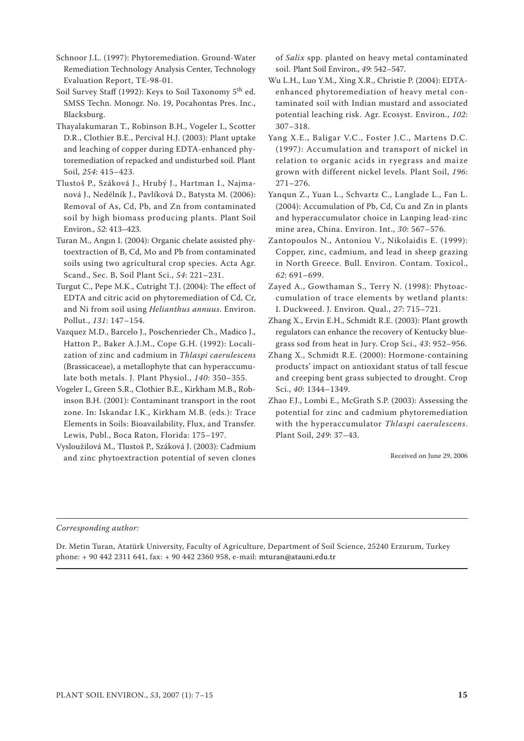Schnoor J.L. (1997): Phytoremediation. Ground-Water Remediation Technology Analysis Center, Technology Evaluation Report, TE-98-01.

Soil Survey Staff (1992): Keys to Soil Taxonomy 5th ed. SMSS Techn. Monogr. No. 19, Pocahontas Pres. Inc., Blacksburg.

Thayalakumaran T., Robinson B.H., Vogeler I., Scotter D.R., Clothier B.E., Percival H.J. (2003): Plant uptake and leaching of copper during EDTA-enhanced phytoremediation of repacked and undisturbed soil. Plant Soil, *254*: 415–423.

Tlustoš P., Száková J., Hrubý J., Hartman I., Najmanová J., Nedělník J., Pavlíková D., Batysta M. (2006): Removal of As, Cd, Pb, and Zn from contaminated soil by high biomass producing plants. Plant Soil Environ., *52*: 413–423.

Turan M., Angın I. (2004): Organic chelate assisted phytoextraction of B, Cd, Mo and Pb from contaminated soils using two agricultural crop species. Acta Agr. Scand., Sec. B, Soil Plant Sci., *54*: 221–231.

Turgut C., Pepe M.K., Cutright T.J. (2004): The effect of EDTA and citric acid on phytoremediation of Cd, Cr, and Ni from soil using *Helianthus annuus*. Environ. Pollut., *131*: 147–154.

Vazquez M.D., Barcelo J., Poschenrieder Ch., Madico J., Hatton P., Baker A.J.M., Cope G.H. (1992): Localization of zinc and cadmium in *Thlaspi caerulescens* (Brassicaceae), a metallophyte that can hyperaccumulate both metals. J. Plant Physiol., *140*: 350–355.

Vogeler I., Green S.R., Clothier B.E., Kirkham M.B., Robinson B.H. (2001): Contaminant transport in the root zone. In: Iskandar I.K., Kirkham M.B. (eds.): Trace Elements in Soils: Bioavailability, Flux, and Transfer. Lewis, Publ., Boca Raton, Florida: 175–197.

Vysloužilová M., Tlustoš P., Száková J. (2003): Cadmium and zinc phytoextraction potential of seven clones of *Salix* spp. planted on heavy metal contaminated soil. Plant Soil Environ., *49*: 542–547.

Wu L.H., Luo Y.M., Xing X.R., Christie P. (2004): EDTA-enhanced phytoremediation of heavy metal contaminated soil with Indian mustard and associated potential leaching risk. Agr. Ecosyst. Environ., *102*: 307–318.

Yang X.E., Baligar V.C., Foster J.C., Martens D.C. (1997): Accumulation and transport of nickel in relation to organic acids in ryegrass and maize grown with different nickel levels. Plant Soil, *196*: 271–276.

Yanqun Z., Yuan L., Schvartz C., Langlade L., Fan L. (2004): Accumulation of Pb, Cd, Cu and Zn in plants and hyperaccumulator choice in Lanping lead-zinc mine area, China. Environ. Int., *30*: 567–576.

Zantopoulos N., Antoniou V., Nikolaidis E. (1999): Copper, zinc, cadmium, and lead in sheep grazing in North Greece. Bull. Environ. Contam. Toxicol., *62*: 691–699.

Zayed A., Gowthaman S., Terry N. (1998): Phytoaccumulation of trace elements by wetland plants: I. Duckweed. J. Environ. Qual., *27*: 715–721.

Zhang X., Ervin E.H., Schmidt R.E. (2003): Plant growth regulators can enhance the recovery of Kentucky bluegrass sod from heat in Jury. Crop Sci., *43*: 952–956.

Zhang X., Schmidt R.E. (2000): Hormone-containing products' impact on antioxidant status of tall fescue and creeping bent grass subjected to drought. Crop Sci., *40*: 1344–1349.

Zhao F.J., Lombi E., McGrath S.P. (2003): Assessing the potential for zinc and cadmium phytoremediation with the hyperaccumulator *Thlaspi caerulescens*. Plant Soil, *249*: 37–43.

Received on June 29, 2006

*Corresponding author:*

Dr. Metin Turan, Atatürk University, Faculty of Agriculture, Department of Soil Science, 25240 Erzurum, Turkey
phone: + 90 442 2311 641, fax: + 90 442 2360 958, e-mail: mturan@atauni.edu.tr